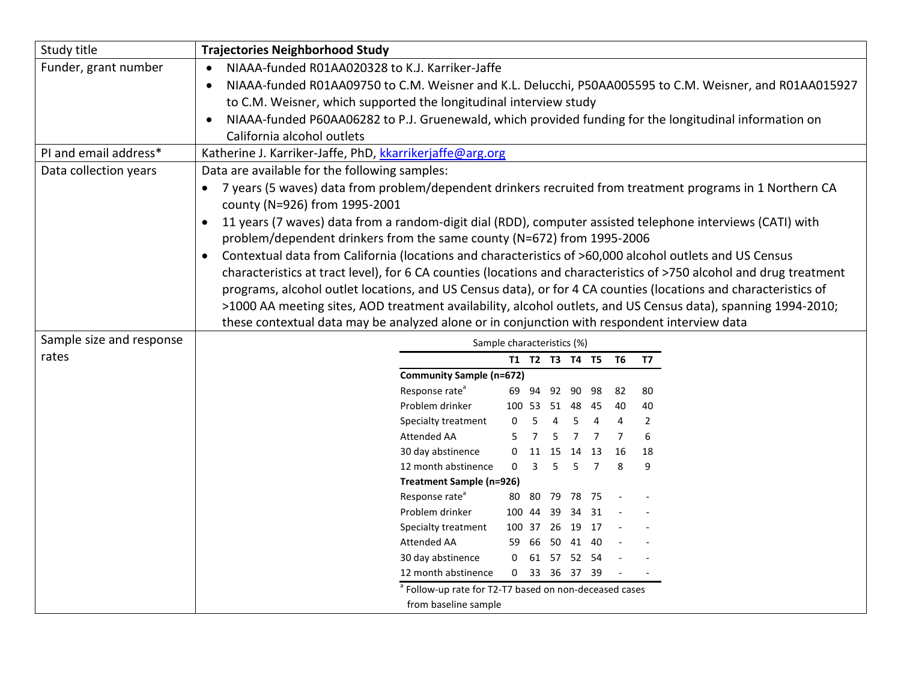| Study title | **Trajectories Neighborhood Study** |
|---|---|
| Funder, grant number | • NIAAA-funded R01AA020328 to K.J. Karriker-Jaffe<br>• NIAAA-funded R01AA09750 to C.M. Weisner and K.L. Delucchi, P50AA005595 to C.M. Weisner, and R01AA015927 to C.M. Weisner, which supported the longitudinal interview study<br>• NIAAA-funded P60AA06282 to P.J. Gruenewald, which provided funding for the longitudinal information on California alcohol outlets |
| PI and email address* | Katherine J. Karriker-Jaffe, PhD, [kkarrikerjaffe@arg.org](mailto:kkarrikerjaffe@arg.org) |
| Data collection years | Data are available for the following samples:<br>• 7 years (5 waves) data from problem/dependent drinkers recruited from treatment programs in 1 Northern CA county (N=926) from 1995-2001<br>• 11 years (7 waves) data from a random-digit dial (RDD), computer assisted telephone interviews (CATI) with problem/dependent drinkers from the same county (N=672) from 1995-2006<br>• Contextual data from California (locations and characteristics of >60,000 alcohol outlets and US Census characteristics at tract level), for 6 CA counties (locations and characteristics of >750 alcohol and drug treatment programs, alcohol outlet locations, and US Census data), or for 4 CA counties (locations and characteristics of >1000 AA meeting sites, AOD treatment availability, alcohol outlets, and US Census data), spanning 1994-2010; these contextual data may be analyzed alone or in conjunction with respondent interview data |
| Sample size and response rates | See table below |

Sample characteristics (%)

| | T1 | T2 | T3 | T4 | T5 | T6 | T7 |
|---|---|---|---|---|---|---|---|
| **Community Sample (n=672)** | | | | | | | |
| Response rate[a] | 69 | 94 | 92 | 90 | 98 | 82 | 80 |
| Problem drinker | 100 | 53 | 51 | 48 | 45 | 40 | 40 |
| Specialty treatment | 0 | 5 | 4 | 5 | 4 | 4 | 2 |
| Attended AA | 5 | 7 | 5 | 7 | 7 | 7 | 6 |
| 30 day abstinence | 0 | 11 | 15 | 14 | 13 | 16 | 18 |
| 12 month abstinence | 0 | 3 | 5 | 5 | 7 | 8 | 9 |
| **Treatment Sample (n=926)** | | | | | | | |
| Response rate[a] | 80 | 80 | 79 | 78 | 75 | - | - |
| Problem drinker | 100 | 44 | 39 | 34 | 31 | - | - |
| Specialty treatment | 100 | 37 | 26 | 19 | 17 | - | - |
| Attended AA | 59 | 66 | 50 | 41 | 40 | - | - |
| 30 day abstinence | 0 | 61 | 57 | 52 | 54 | - | - |
| 12 month abstinence | 0 | 33 | 36 | 37 | 39 | - | - |

[a] Follow-up rate for T2-T7 based on non-deceased cases from baseline sample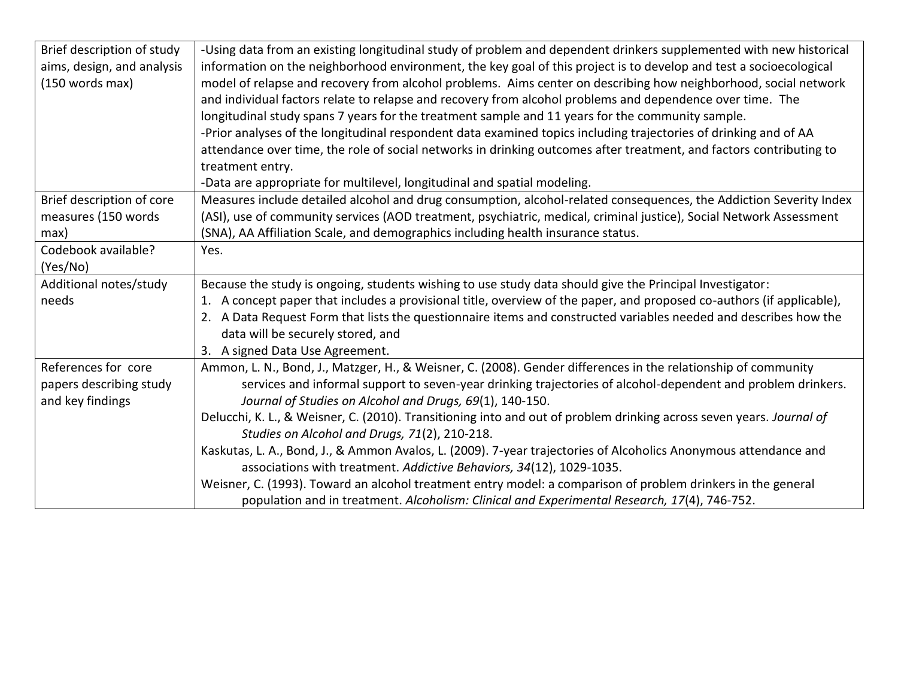| | |
|---|---|
| Brief description of study aims, design, and analysis (150 words max) | -Using data from an existing longitudinal study of problem and dependent drinkers supplemented with new historical information on the neighborhood environment, the key goal of this project is to develop and test a socioecological model of relapse and recovery from alcohol problems. Aims center on describing how neighborhood, social network and individual factors relate to relapse and recovery from alcohol problems and dependence over time. The longitudinal study spans 7 years for the treatment sample and 11 years for the community sample.<br>-Prior analyses of the longitudinal respondent data examined topics including trajectories of drinking and of AA attendance over time, the role of social networks in drinking outcomes after treatment, and factors contributing to treatment entry.<br>-Data are appropriate for multilevel, longitudinal and spatial modeling. |
| Brief description of core measures (150 words max) | Measures include detailed alcohol and drug consumption, alcohol-related consequences, the Addiction Severity Index (ASI), use of community services (AOD treatment, psychiatric, medical, criminal justice), Social Network Assessment (SNA), AA Affiliation Scale, and demographics including health insurance status. |
| Codebook available? (Yes/No) | Yes. |
| Additional notes/study needs | Because the study is ongoing, students wishing to use study data should give the Principal Investigator:<br>1. A concept paper that includes a provisional title, overview of the paper, and proposed co-authors (if applicable),<br>2. A Data Request Form that lists the questionnaire items and constructed variables needed and describes how the data will be securely stored, and<br>3. A signed Data Use Agreement. |
| References for core papers describing study and key findings | Ammon, L. N., Bond, J., Matzger, H., & Weisner, C. (2008). Gender differences in the relationship of community services and informal support to seven-year drinking trajectories of alcohol-dependent and problem drinkers. *Journal of Studies on Alcohol and Drugs, 69*(1), 140-150.<br>Delucchi, K. L., & Weisner, C. (2010). Transitioning into and out of problem drinking across seven years. *Journal of Studies on Alcohol and Drugs, 71*(2), 210-218.<br>Kaskutas, L. A., Bond, J., & Ammon Avalos, L. (2009). 7-year trajectories of Alcoholics Anonymous attendance and associations with treatment. *Addictive Behaviors, 34*(12), 1029-1035.<br>Weisner, C. (1993). Toward an alcohol treatment entry model: a comparison of problem drinkers in the general population and in treatment. *Alcoholism: Clinical and Experimental Research, 17*(4), 746-752. |